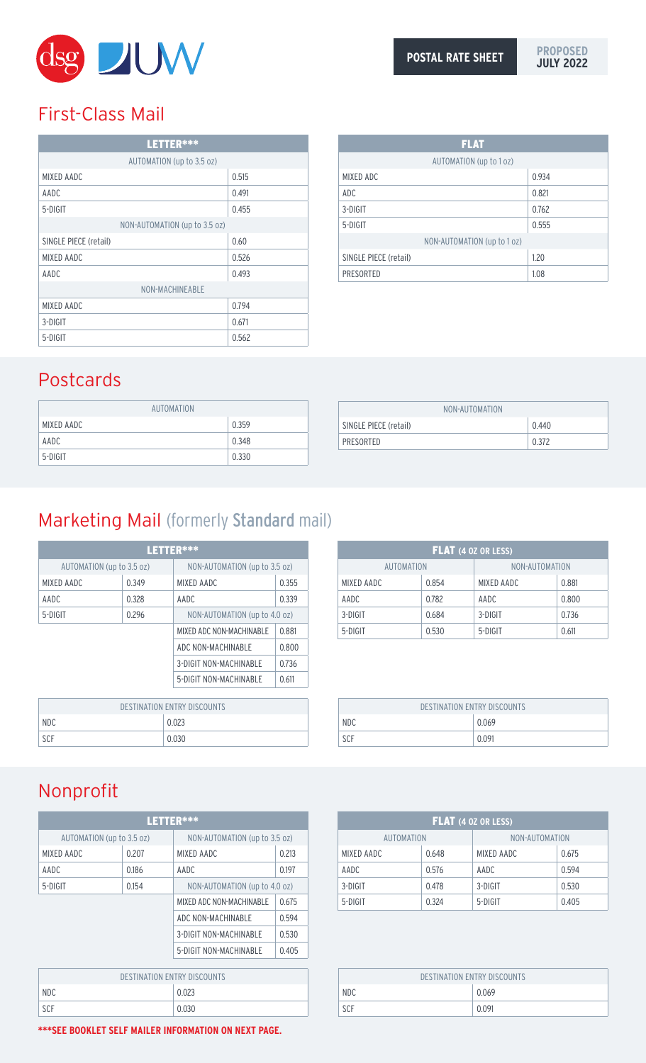POSTAL RATE SHEET **PROPOSED JULY 2022**

## First-Class Mail

| LETTER*** | |
|---|---|
| AUTOMATION (up to 3.5 oz) | |
| MIXED AADC | 0.515 |
| AADC | 0.491 |
| 5-DIGIT | 0.455 |
| NON-AUTOMATION (up to 3.5 oz) | |
| SINGLE PIECE (retail) | 0.60 |
| MIXED AADC | 0.526 |
| AADC | 0.493 |
| NON-MACHINEABLE | |
| MIXED AADC | 0.794 |
| 3-DIGIT | 0.671 |
| 5-DIGIT | 0.562 |

| FLAT | |
|---|---|
| AUTOMATION (up to 1 oz) | |
| MIXED ADC | 0.934 |
| ADC | 0.821 |
| 3-DIGIT | 0.762 |
| 5-DIGIT | 0.555 |
| NON-AUTOMATION (up to 1 oz) | |
| SINGLE PIECE (retail) | 1.20 |
| PRESORTED | 1.08 |

## Postcards

| AUTOMATION | |
|---|---|
| MIXED AADC | 0.359 |
| AADC | 0.348 |
| 5-DIGIT | 0.330 |

| NON-AUTOMATION | |
|---|---|
| SINGLE PIECE (retail) | 0.440 |
| PRESORTED | 0.372 |

## Marketing Mail (formerly Standard mail)

| LETTER*** | | | |
|---|---|---|---|
| AUTOMATION (up to 3.5 oz) | | NON-AUTOMATION (up to 3.5 oz) | |
| MIXED AADC | 0.349 | MIXED AADC | 0.355 |
| AADC | 0.328 | AADC | 0.339 |
| 5-DIGIT | 0.296 | NON-AUTOMATION (up to 4.0 oz) | |
| | | MIXED ADC NON-MACHINABLE | 0.881 |
| | | ADC NON-MACHINABLE | 0.800 |
| | | 3-DIGIT NON-MACHINABLE | 0.736 |
| | | 5-DIGIT NON-MACHINABLE | 0.611 |

| FLAT (4 OZ OR LESS) | | | |
|---|---|---|---|
| AUTOMATION | | NON-AUTOMATION | |
| MIXED AADC | 0.854 | MIXED AADC | 0.881 |
| AADC | 0.782 | AADC | 0.800 |
| 3-DIGIT | 0.684 | 3-DIGIT | 0.736 |
| 5-DIGIT | 0.530 | 5-DIGIT | 0.611 |

| DESTINATION ENTRY DISCOUNTS | |
|---|---|
| NDC | 0.023 |
| SCF | 0.030 |

| DESTINATION ENTRY DISCOUNTS | |
|---|---|
| NDC | 0.069 |
| SCF | 0.091 |

## Nonprofit

| LETTER*** | | | |
|---|---|---|---|
| AUTOMATION (up to 3.5 oz) | | NON-AUTOMATION (up to 3.5 oz) | |
| MIXED AADC | 0.207 | MIXED AADC | 0.213 |
| AADC | 0.186 | AADC | 0.197 |
| 5-DIGIT | 0.154 | NON-AUTOMATION (up to 4.0 oz) | |
| | | MIXED ADC NON-MACHINABLE | 0.675 |
| | | ADC NON-MACHINABLE | 0.594 |
| | | 3-DIGIT NON-MACHINABLE | 0.530 |
| | | 5-DIGIT NON-MACHINABLE | 0.405 |

| FLAT (4 OZ OR LESS) | | | |
|---|---|---|---|
| AUTOMATION | | NON-AUTOMATION | |
| MIXED AADC | 0.648 | MIXED AADC | 0.675 |
| AADC | 0.576 | AADC | 0.594 |
| 3-DIGIT | 0.478 | 3-DIGIT | 0.530 |
| 5-DIGIT | 0.324 | 5-DIGIT | 0.405 |

| DESTINATION ENTRY DISCOUNTS | |
|---|---|
| NDC | 0.023 |
| SCF | 0.030 |

| DESTINATION ENTRY DISCOUNTS | |
|---|---|
| NDC | 0.069 |
| SCF | 0.091 |

**\*\*\*SEE BOOKLET SELF MAILER INFORMATION ON NEXT PAGE.**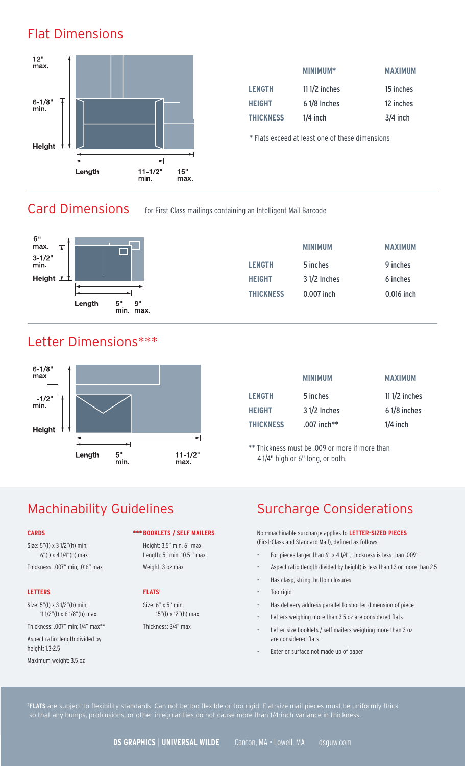## Flat Dimensions

12" max.

6-1/8" min.

Height

Length

11-1/2" min.

15" max.

| | MINIMUM* | MAXIMUM |
|---|---|---|
| LENGTH | 11 1/2 inches | 15 inches |
| HEIGHT | 6 1/8 Inches | 12 inches |
| THICKNESS | 1/4 inch | 3/4 inch |

* Flats exceed at least one of these dimensions

## Card Dimensions

for First Class mailings containing an Intelligent Mail Barcode

6" max.

3-1/2" min.

Height

Length

5" min.

9" max.

| | MINIMUM | MAXIMUM |
|---|---|---|
| LENGTH | 5 inches | 9 inches |
| HEIGHT | 3 1/2 Inches | 6 inches |
| THICKNESS | 0.007 inch | 0.016 inch |

## Letter Dimensions***

6-1/8" max

-1/2" min.

Height

Length

5" min.

11-1/2" max.

| | MINIMUM | MAXIMUM |
|---|---|---|
| LENGTH | 5 inches | 11 1/2 inches |
| HEIGHT | 3 1/2 Inches | 6 1/8 inches |
| THICKNESS | .007 inch** | 1/4 inch |

** Thickness must be .009 or more if more than 4 1/4" high or 6" long, or both.

## Machinability Guidelines

**CARDS**

Size: 5"(l) x 3 1/2"(h) min; 6"(l) x 4 1/4"(h) max

Thickness: .007" min; .016" max

**LETTERS**

Size: 5"(l) x 3 1/2"(h) min; 11 1/2"(l) x 6 1/8"(h) max

Thickness: .007" min; 1/4" max**

Aspect ratio: length divided by height: 1.3-2.5

Maximum weight: 3.5 oz

**\*\*\* BOOKLETS / SELF MAILERS**

Height: 3.5" min, 6" max

Length: 5" min. 10.5 " max

Weight: 3 oz max

**FLATS[1]**

Size: 6" x 5" min; 15"(l) x 12"(h) max

Thickness: 3/4" max

## Surcharge Considerations

Non-machinable surcharge applies to **LETTER-SIZED PIECES** (First-Class and Standard Mail), defined as follows:

- For pieces larger than 6" x 4 1/4", thickness is less than .009"
- Aspect ratio (length divided by height) is less than 1.3 or more than 2.5
- Has clasp, string, button closures
- Too rigid
- Has delivery address parallel to shorter dimension of piece
- Letters weighing more than 3.5 oz are considered flats
- Letter size booklets / self mailers weighing more than 3 oz are considered flats
- Exterior surface not made up of paper

[1] **FLATS** are subject to flexibility standards. Can not be too flexible or too rigid. Flat-size mail pieces must be uniformly thick so that any bumps, protrusions, or other irregularities do not cause more than 1/4-inch variance in thickness.

**DS GRAPHICS** | **UNIVERSAL WILDE** Canton, MA • Lowell, MA dsguw.com